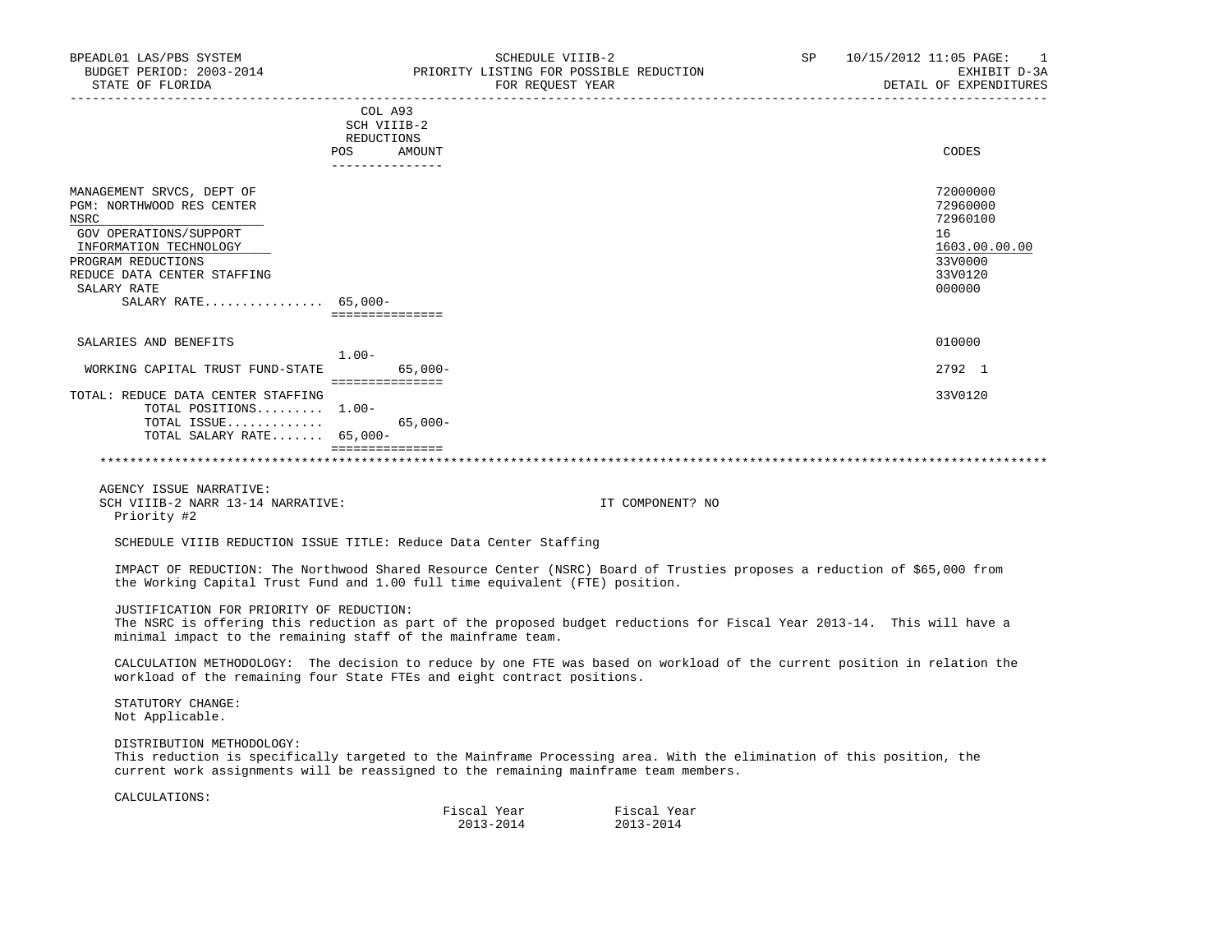BPEADL01 LAS/PBS SYSTEM
BUDGET PERIOD: 2003-2014
STATE OF FLORIDA

SCHEDULE VIIIB-2
PRIORITY LISTING FOR POSSIBLE REDUCTION
FOR REQUEST YEAR

SP 10/15/2012 11:05

EXHIBIT D-3A
DETAIL OF EXPENDITURES

| | COL A93 SCH VIIIB-2 REDUCTIONS POS | AMOUNT | CODES |
|---|---|---|---|
| MANAGEMENT SRVCS, DEPT OF | | | 72000000 |
| PGM: NORTHWOOD RES CENTER | | | 72960000 |
| NSRC | | | 72960100 |
| GOV OPERATIONS/SUPPORT | | | 16 |
| INFORMATION TECHNOLOGY | | | 1603.00.00.00 |
| PROGRAM REDUCTIONS | | | 33V0000 |
| REDUCE DATA CENTER STAFFING | | | 33V0120 |
| SALARY RATE | | | 000000 |
| SALARY RATE................ | 65,000- | | |
| SALARIES AND BENEFITS | 1.00- | | 010000 |
| WORKING CAPITAL TRUST FUND-STATE | | 65,000- | 2792 1 |
| TOTAL: REDUCE DATA CENTER STAFFING | | | 33V0120 |
| TOTAL POSITIONS......... | 1.00- | | |
| TOTAL ISSUE............. | | 65,000- | |
| TOTAL SALARY RATE....... | 65,000- | | |

AGENCY ISSUE NARRATIVE:
SCH VIIIB-2 NARR 13-14 NARRATIVE: IT COMPONENT? NO
Priority #2

SCHEDULE VIIIB REDUCTION ISSUE TITLE: Reduce Data Center Staffing

IMPACT OF REDUCTION: The Northwood Shared Resource Center (NSRC) Board of Trusties proposes a reduction of $65,000 from the Working Capital Trust Fund and 1.00 full time equivalent (FTE) position.

JUSTIFICATION FOR PRIORITY OF REDUCTION:
The NSRC is offering this reduction as part of the proposed budget reductions for Fiscal Year 2013-14. This will have a minimal impact to the remaining staff of the mainframe team.

CALCULATION METHODOLOGY: The decision to reduce by one FTE was based on workload of the current position in relation the workload of the remaining four State FTEs and eight contract positions.

STATUTORY CHANGE:
Not Applicable.

DISTRIBUTION METHODOLOGY:
This reduction is specifically targeted to the Mainframe Processing area. With the elimination of this position, the current work assignments will be reassigned to the remaining mainframe team members.

CALCULATIONS:

| Fiscal Year 2013-2014 | Fiscal Year 2013-2014 |
|---|---|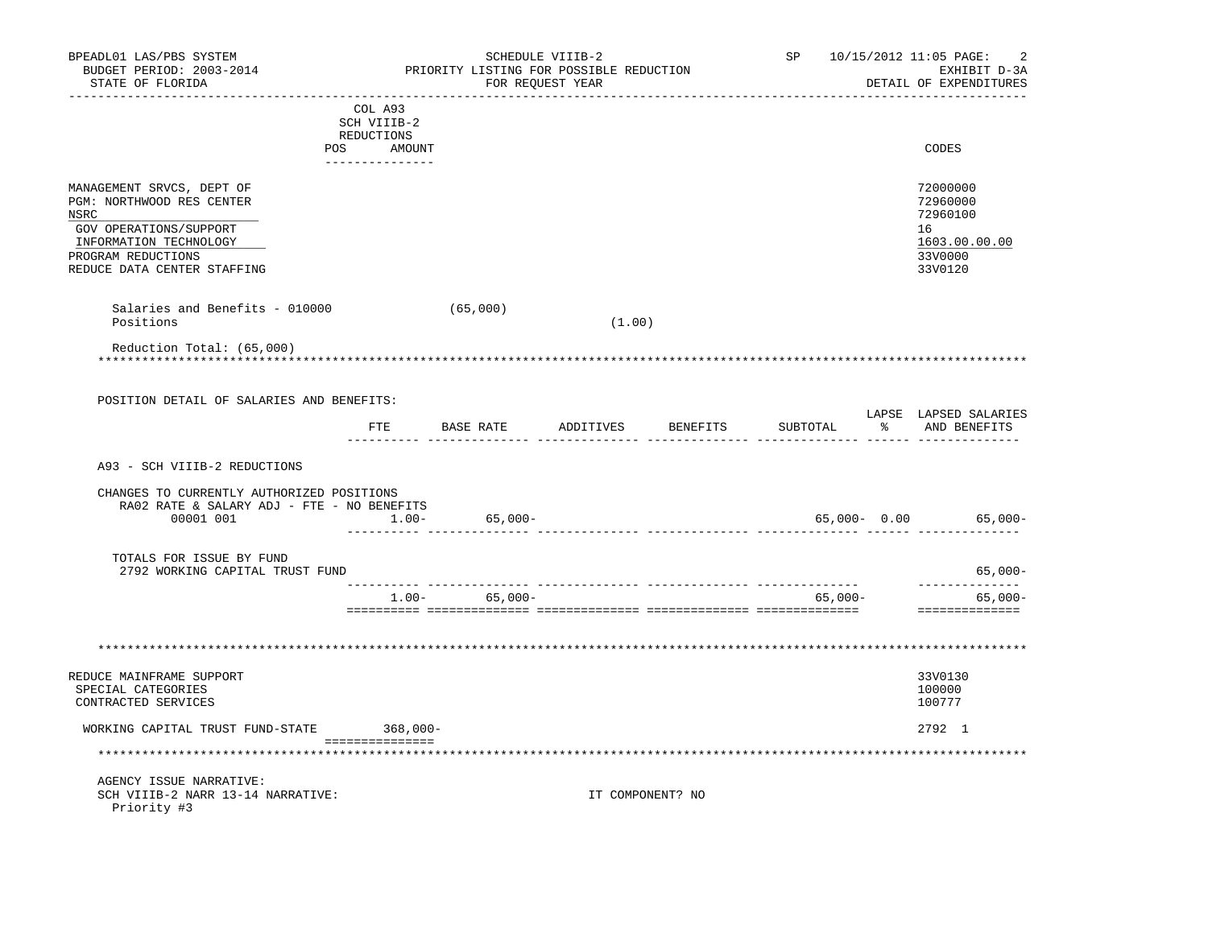BPEADL01 LAS/PBS SYSTEM — SCHEDULE VIIIB-2 — SP 10/15/2012 11:05
BUDGET PERIOD: 2003-2014 — PRIORITY LISTING FOR POSSIBLE REDUCTION — EXHIBIT D-3A
STATE OF FLORIDA — FOR REQUEST YEAR — DETAIL OF EXPENDITURES

| | COL A93 SCH VIIIB-2 REDUCTIONS POS | AMOUNT | | CODES |
|---|---|---|---|---|
| MANAGEMENT SRVCS, DEPT OF | | | | 72000000 |
| PGM: NORTHWOOD RES CENTER | | | | 72960000 |
| NSRC | | | | 72960100 |
| GOV OPERATIONS/SUPPORT | | | | 16 |
| INFORMATION TECHNOLOGY | | | | 1603.00.00.00 |
| PROGRAM REDUCTIONS | | | | 33V0000 |
| REDUCE DATA CENTER STAFFING | | | | 33V0120 |

Salaries and Benefits - 010000 (65,000)
Positions (1.00)

Reduction Total: (65,000)

POSITION DETAIL OF SALARIES AND BENEFITS:

| | FTE | BASE RATE | ADDITIVES | BENEFITS | SUBTOTAL | LAPSE % | LAPSED SALARIES AND BENEFITS |
|---|---|---|---|---|---|---|---|
| A93 - SCH VIIIB-2 REDUCTIONS | | | | | | | |
| CHANGES TO CURRENTLY AUTHORIZED POSITIONS | | | | | | | |
| RA02 RATE & SALARY ADJ - FTE - NO BENEFITS | | | | | | | |
| 00001 001 | 1.00- | 65,000- | | | 65,000- | 0.00 | 65,000- |
| TOTALS FOR ISSUE BY FUND | | | | | | | |
| 2792 WORKING CAPITAL TRUST FUND | | | | | | | 65,000- |
| | 1.00- | 65,000- | | | 65,000- | | 65,000- |

| | AMOUNT | CODES |
|---|---|---|
| REDUCE MAINFRAME SUPPORT | | 33V0130 |
| SPECIAL CATEGORIES | | 100000 |
| CONTRACTED SERVICES | | 100777 |
| WORKING CAPITAL TRUST FUND-STATE | 368,000- | 2792 1 |

AGENCY ISSUE NARRATIVE:
SCH VIIIB-2 NARR 13-14 NARRATIVE: IT COMPONENT? NO
Priority #3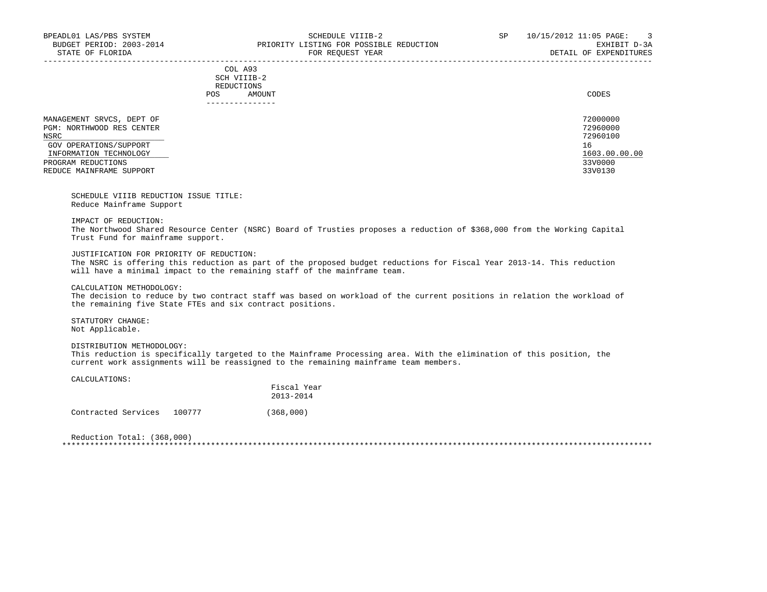COL A93
SCH VIIIB-2
REDUCTIONS

| | POS | AMOUNT | CODES |
|---|---|---|---|
| MANAGEMENT SRVCS, DEPT OF | | | 72000000 |
| PGM: NORTHWOOD RES CENTER | | | 72960000 |
| NSRC | | | 72960100 |
| GOV OPERATIONS/SUPPORT | | | 16 |
| INFORMATION TECHNOLOGY | | | 1603.00.00.00 |
| PROGRAM REDUCTIONS | | | 33V0000 |
| REDUCE MAINFRAME SUPPORT | | | 33V0130 |

SCHEDULE VIIIB REDUCTION ISSUE TITLE:
Reduce Mainframe Support

IMPACT OF REDUCTION:
The Northwood Shared Resource Center (NSRC) Board of Trusties proposes a reduction of $368,000 from the Working Capital Trust Fund for mainframe support.

JUSTIFICATION FOR PRIORITY OF REDUCTION:
The NSRC is offering this reduction as part of the proposed budget reductions for Fiscal Year 2013-14. This reduction will have a minimal impact to the remaining staff of the mainframe team.

CALCULATION METHODOLOGY:
The decision to reduce by two contract staff was based on workload of the current positions in relation the workload of the remaining five State FTEs and six contract positions.

STATUTORY CHANGE:
Not Applicable.

DISTRIBUTION METHODOLOGY:
This reduction is specifically targeted to the Mainframe Processing area. With the elimination of this position, the current work assignments will be reassigned to the remaining mainframe team members.

CALCULATIONS:

| | | Fiscal Year 2013-2014 |
|---|---|---|
| Contracted Services | 100777 | (368,000) |

Reduction Total: (368,000)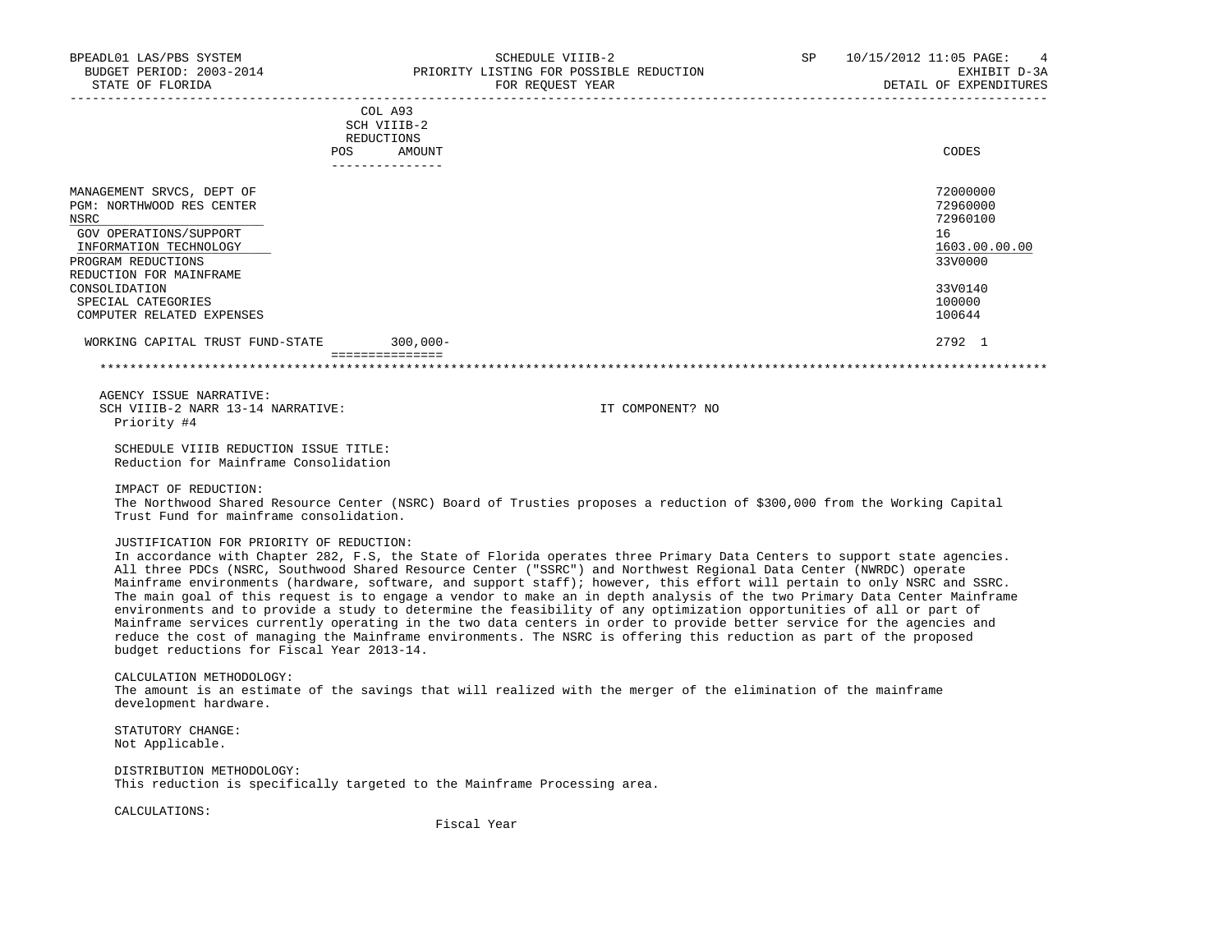BPEADL01 LAS/PBS SYSTEM — SCHEDULE VIIIB-2 — PRIORITY LISTING FOR POSSIBLE REDUCTION — FOR REQUEST YEAR — EXHIBIT D-3A — DETAIL OF EXPENDITURES

BUDGET PERIOD: 2003-2014

STATE OF FLORIDA

| | COL A93 SCH VIIIB-2 REDUCTIONS POS | AMOUNT | CODES |
|---|---|---|---|
| MANAGEMENT SRVCS, DEPT OF | | | 72000000 |
| PGM: NORTHWOOD RES CENTER | | | 72960000 |
| NSRC | | | 72960100 |
| GOV OPERATIONS/SUPPORT | | | 16 |
| INFORMATION TECHNOLOGY | | | 1603.00.00.00 |
| PROGRAM REDUCTIONS | | | 33V0000 |
| REDUCTION FOR MAINFRAME CONSOLIDATION | | | 33V0140 |
| SPECIAL CATEGORIES | | | 100000 |
| COMPUTER RELATED EXPENSES | | | 100644 |
| WORKING CAPITAL TRUST FUND-STATE | | 300,000- | 2792 1 |

AGENCY ISSUE NARRATIVE:

SCH VIIIB-2 NARR 13-14 NARRATIVE: IT COMPONENT? NO

Priority #4

SCHEDULE VIIIB REDUCTION ISSUE TITLE:
Reduction for Mainframe Consolidation

IMPACT OF REDUCTION:
The Northwood Shared Resource Center (NSRC) Board of Trusties proposes a reduction of $300,000 from the Working Capital Trust Fund for mainframe consolidation.

JUSTIFICATION FOR PRIORITY OF REDUCTION:
In accordance with Chapter 282, F.S, the State of Florida operates three Primary Data Centers to support state agencies. All three PDCs (NSRC, Southwood Shared Resource Center ("SSRC") and Northwest Regional Data Center (NWRDC) operate Mainframe environments (hardware, software, and support staff); however, this effort will pertain to only NSRC and SSRC. The main goal of this request is to engage a vendor to make an in depth analysis of the two Primary Data Center Mainframe environments and to provide a study to determine the feasibility of any optimization opportunities of all or part of Mainframe services currently operating in the two data centers in order to provide better service for the agencies and reduce the cost of managing the Mainframe environments. The NSRC is offering this reduction as part of the proposed budget reductions for Fiscal Year 2013-14.

CALCULATION METHODOLOGY:
The amount is an estimate of the savings that will realized with the merger of the elimination of the mainframe development hardware.

STATUTORY CHANGE:
Not Applicable.

DISTRIBUTION METHODOLOGY:
This reduction is specifically targeted to the Mainframe Processing area.

CALCULATIONS:

Fiscal Year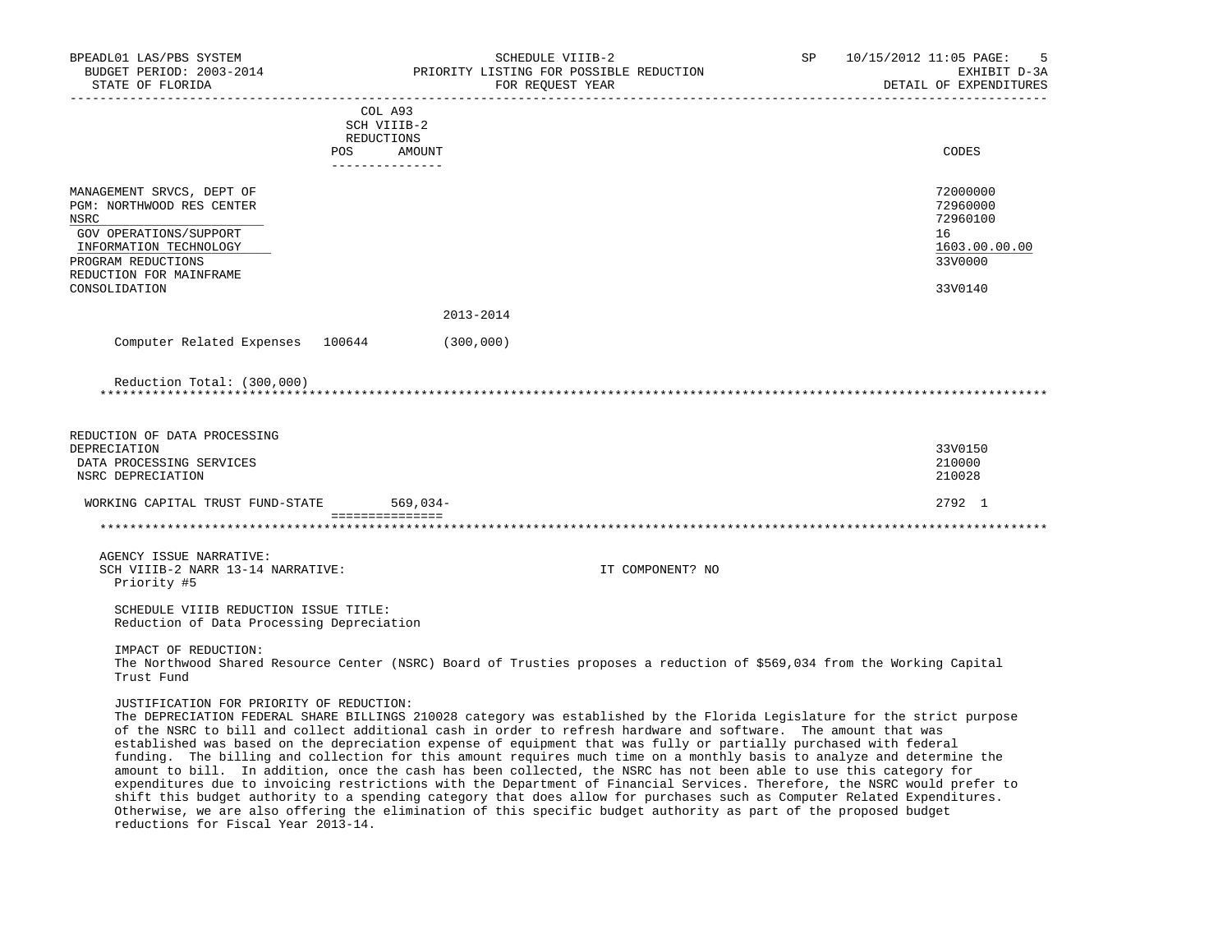BPEADL01 LAS/PBS SYSTEM — SCHEDULE VIIIB-2 — SP 10/15/2012 11:05

BUDGET PERIOD: 2003-2014 — PRIORITY LISTING FOR POSSIBLE REDUCTION — EXHIBIT D-3A

STATE OF FLORIDA — FOR REQUEST YEAR — DETAIL OF EXPENDITURES

| | COL A93 SCH VIIIB-2 REDUCTIONS POS | AMOUNT | CODES |
|---|---|---|---|
| MANAGEMENT SRVCS, DEPT OF | | | 72000000 |
| PGM: NORTHWOOD RES CENTER | | | 72960000 |
| NSRC | | | 72960100 |
| GOV OPERATIONS/SUPPORT | | | 16 |
| INFORMATION TECHNOLOGY | | | 1603.00.00.00 |
| PROGRAM REDUCTIONS | | | 33V0000 |
| REDUCTION FOR MAINFRAME CONSOLIDATION | | | 33V0140 |

2013-2014

| | | |
|---|---|---|
| Computer Related Expenses | 100644 | (300,000) |

Reduction Total: (300,000)

***

| | POS | AMOUNT | CODES |
|---|---|---|---|
| REDUCTION OF DATA PROCESSING DEPRECIATION | | | 33V0150 |
| DATA PROCESSING SERVICES | | | 210000 |
| NSRC DEPRECIATION | | | 210028 |
| WORKING CAPITAL TRUST FUND-STATE | | 569,034- | 2792 1 |

***

AGENCY ISSUE NARRATIVE:

SCH VIIIB-2 NARR 13-14 NARRATIVE: IT COMPONENT? NO

Priority #5

SCHEDULE VIIIB REDUCTION ISSUE TITLE:
Reduction of Data Processing Depreciation

IMPACT OF REDUCTION:
The Northwood Shared Resource Center (NSRC) Board of Trusties proposes a reduction of $569,034 from the Working Capital Trust Fund

JUSTIFICATION FOR PRIORITY OF REDUCTION:
The DEPRECIATION FEDERAL SHARE BILLINGS 210028 category was established by the Florida Legislature for the strict purpose of the NSRC to bill and collect additional cash in order to refresh hardware and software. The amount that was established was based on the depreciation expense of equipment that was fully or partially purchased with federal funding. The billing and collection for this amount requires much time on a monthly basis to analyze and determine the amount to bill. In addition, once the cash has been collected, the NSRC has not been able to use this category for expenditures due to invoicing restrictions with the Department of Financial Services. Therefore, the NSRC would prefer to shift this budget authority to a spending category that does allow for purchases such as Computer Related Expenditures. Otherwise, we are also offering the elimination of this specific budget authority as part of the proposed budget reductions for Fiscal Year 2013-14.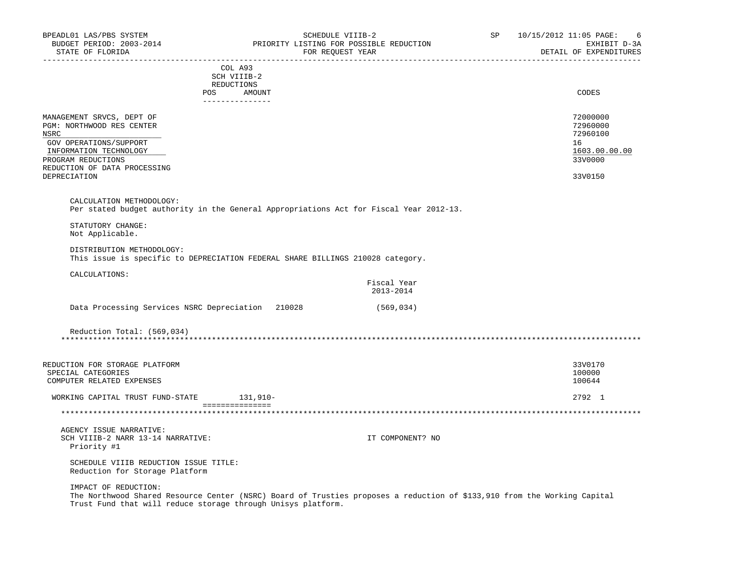BPEADL01 LAS/PBS SYSTEM — SCHEDULE VIIIB-2 — SP 10/15/2012 11:05 PAGE: 6
BUDGET PERIOD: 2003-2014 — PRIORITY LISTING FOR POSSIBLE REDUCTION — EXHIBIT D-3A
STATE OF FLORIDA — FOR REQUEST YEAR — DETAIL OF EXPENDITURES

| | COL A93 SCH VIIIB-2 REDUCTIONS POS AMOUNT | CODES |
|---|---|---|
| MANAGEMENT SRVCS, DEPT OF | | 72000000 |
| PGM: NORTHWOOD RES CENTER | | 72960000 |
| NSRC | | 72960100 |
| GOV OPERATIONS/SUPPORT | | 16 |
| INFORMATION TECHNOLOGY | | 1603.00.00.00 |
| PROGRAM REDUCTIONS | | 33V0000 |
| REDUCTION OF DATA PROCESSING DEPRECIATION | | 33V0150 |

CALCULATION METHODOLOGY:
Per stated budget authority in the General Appropriations Act for Fiscal Year 2012-13.

STATUTORY CHANGE:
Not Applicable.

DISTRIBUTION METHODOLOGY:
This issue is specific to DEPRECIATION FEDERAL SHARE BILLINGS 210028 category.

CALCULATIONS:

| | | Fiscal Year 2013-2014 |
|---|---|---|
| Data Processing Services NSRC Depreciation | 210028 | (569,034) |

Reduction Total: (569,034)

*******************************************************************************************************************************

| | | CODES |
|---|---|---|
| REDUCTION FOR STORAGE PLATFORM | | 33V0170 |
| SPECIAL CATEGORIES | | 100000 |
| COMPUTER RELATED EXPENSES | | 100644 |
| WORKING CAPITAL TRUST FUND-STATE | 131,910- | 2792 1 |
| | =============== | |

*******************************************************************************************************************************

AGENCY ISSUE NARRATIVE:
SCH VIIIB-2 NARR 13-14 NARRATIVE: IT COMPONENT? NO
Priority #1

SCHEDULE VIIIB REDUCTION ISSUE TITLE:
Reduction for Storage Platform

IMPACT OF REDUCTION:
The Northwood Shared Resource Center (NSRC) Board of Trusties proposes a reduction of $133,910 from the Working Capital Trust Fund that will reduce storage through Unisys platform.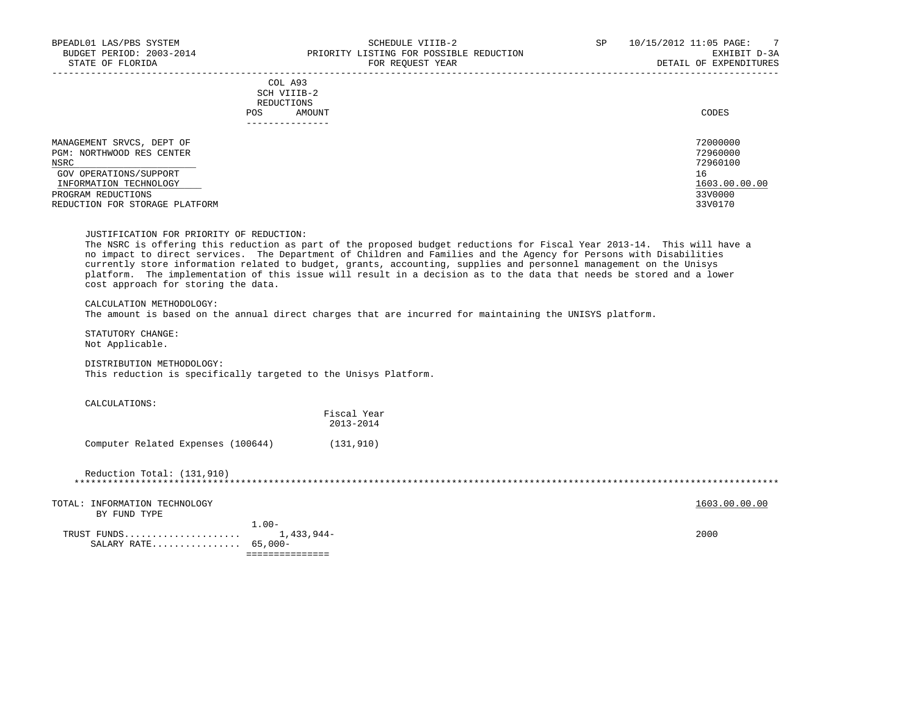BPEADL01 LAS/PBS SYSTEM SCHEDULE VIIIB-2 SP 10/15/2012 11:05 PAGE: 7
BUDGET PERIOD: 2003-2014 PRIORITY LISTING FOR POSSIBLE REDUCTION EXHIBIT D-3A
STATE OF FLORIDA FOR REQUEST YEAR DETAIL OF EXPENDITURES

| | COL A93 SCH VIIIB-2 REDUCTIONS POS AMOUNT | CODES |
|---|---|---|
| MANAGEMENT SRVCS, DEPT OF | | 72000000 |
| PGM: NORTHWOOD RES CENTER | | 72960000 |
| NSRC | | 72960100 |
| GOV OPERATIONS/SUPPORT | | 16 |
| INFORMATION TECHNOLOGY | | 1603.00.00.00 |
| PROGRAM REDUCTIONS | | 33V0000 |
| REDUCTION FOR STORAGE PLATFORM | | 33V0170 |

JUSTIFICATION FOR PRIORITY OF REDUCTION:
The NSRC is offering this reduction as part of the proposed budget reductions for Fiscal Year 2013-14. This will have a no impact to direct services. The Department of Children and Families and the Agency for Persons with Disabilities currently store information related to budget, grants, accounting, supplies and personnel management on the Unisys platform. The implementation of this issue will result in a decision as to the data that needs be stored and a lower cost approach for storing the data.

CALCULATION METHODOLOGY:
The amount is based on the annual direct charges that are incurred for maintaining the UNISYS platform.

STATUTORY CHANGE:
Not Applicable.

DISTRIBUTION METHODOLOGY:
This reduction is specifically targeted to the Unisys Platform.

CALCULATIONS:

| | Fiscal Year 2013-2014 |
|---|---|
| Computer Related Expenses (100644) | (131,910) |

Reduction Total: (131,910)

*****************************************************************************************************************************

| TOTAL: INFORMATION TECHNOLOGY BY FUND TYPE | POS | AMOUNT | 1603.00.00.00 |
|---|---|---|---|
| | 1.00- | | |
| TRUST FUNDS..................... | | 1,433,944- | 2000 |
| SALARY RATE................ | 65,000- | | |
| | =============== | | |